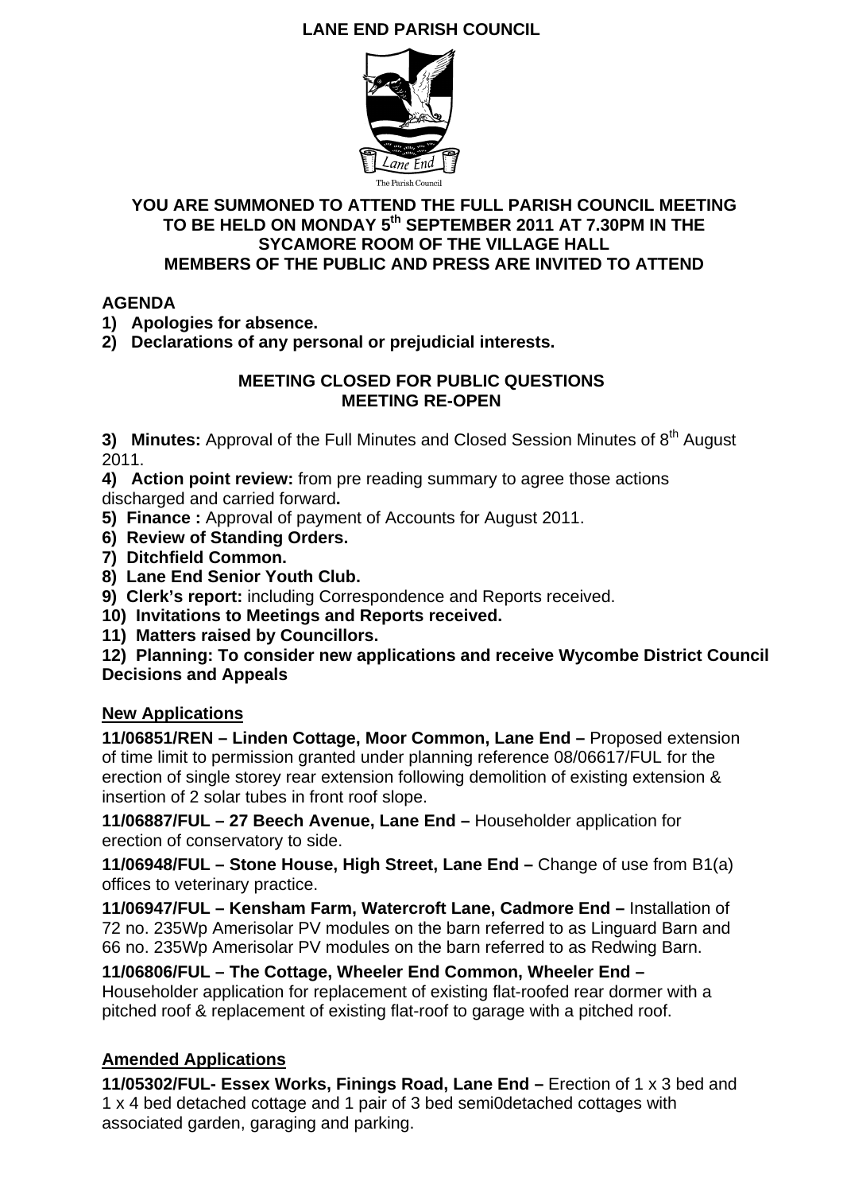# LANE END PARISH COUNCIL

The Parish Council

## YOU ARE SUMMONED TO ATTEND THE FULL PARISH COUNCIL MEETING TO BE HELD ON MONDAY 5th SEPTEMBER 2011 AT 7.30PM IN THE SYCAMORE ROOM OF THE VILLAGE HALL
## MEMBERS OF THE PUBLIC AND PRESS ARE INVITED TO ATTEND

**AGENDA**

1) **Apologies for absence.**
2) **Declarations of any personal or prejudicial interests.**

**MEETING CLOSED FOR PUBLIC QUESTIONS**
**MEETING RE-OPEN**

**3) Minutes:** Approval of the Full Minutes and Closed Session Minutes of 8th August 2011.

**4) Action point review:** from pre reading summary to agree those actions discharged and carried forward**.**

**5) Finance :** Approval of payment of Accounts for August 2011.

**6) Review of Standing Orders.**

**7) Ditchfield Common.**

**8) Lane End Senior Youth Club.**

**9) Clerk's report:** including Correspondence and Reports received.

**10) Invitations to Meetings and Reports received.**

**11) Matters raised by Councillors.**

**12) Planning: To consider new applications and receive Wycombe District Council Decisions and Appeals**

**New Applications**

**11/06851/REN – Linden Cottage, Moor Common, Lane End –** Proposed extension of time limit to permission granted under planning reference 08/06617/FUL for the erection of single storey rear extension following demolition of existing extension & insertion of 2 solar tubes in front roof slope.

**11/06887/FUL – 27 Beech Avenue, Lane End –** Householder application for erection of conservatory to side.

**11/06948/FUL – Stone House, High Street, Lane End –** Change of use from B1(a) offices to veterinary practice.

**11/06947/FUL – Kensham Farm, Watercroft Lane, Cadmore End –** Installation of 72 no. 235Wp Amerisolar PV modules on the barn referred to as Linguard Barn and 66 no. 235Wp Amerisolar PV modules on the barn referred to as Redwing Barn.

**11/06806/FUL – The Cottage, Wheeler End Common, Wheeler End –** Householder application for replacement of existing flat-roofed rear dormer with a pitched roof & replacement of existing flat-roof to garage with a pitched roof.

**Amended Applications**

**11/05302/FUL- Essex Works, Finings Road, Lane End –** Erection of 1 x 3 bed and 1 x 4 bed detached cottage and 1 pair of 3 bed semi0detached cottages with associated garden, garaging and parking.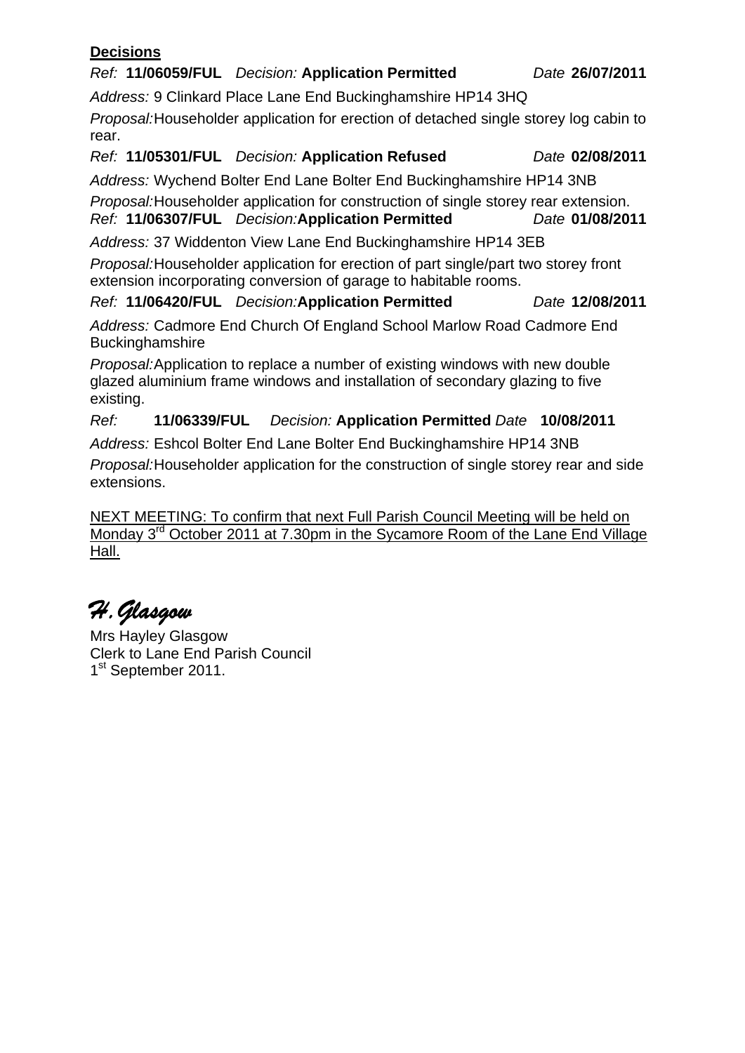**Decisions**

*Ref:* **11/06059/FUL** *Decision:* **Application Permitted** *Date* **26/07/2011**

*Address:* 9 Clinkard Place Lane End Buckinghamshire HP14 3HQ

*Proposal:* Householder application for erection of detached single storey log cabin to rear.

*Ref:* **11/05301/FUL** *Decision:* **Application Refused** *Date* **02/08/2011**

*Address:* Wychend Bolter End Lane Bolter End Buckinghamshire HP14 3NB

*Proposal:* Householder application for construction of single storey rear extension.

*Ref:* **11/06307/FUL** *Decision:* **Application Permitted** *Date* **01/08/2011**

*Address:* 37 Widdenton View Lane End Buckinghamshire HP14 3EB

*Proposal:* Householder application for erection of part single/part two storey front extension incorporating conversion of garage to habitable rooms.

*Ref:* **11/06420/FUL** *Decision:* **Application Permitted** *Date* **12/08/2011**

*Address:* Cadmore End Church Of England School Marlow Road Cadmore End Buckinghamshire

*Proposal:* Application to replace a number of existing windows with new double glazed aluminium frame windows and installation of secondary glazing to five existing.

*Ref:* **11/06339/FUL** *Decision:* **Application Permitted** *Date* **10/08/2011**

*Address:* Eshcol Bolter End Lane Bolter End Buckinghamshire HP14 3NB

*Proposal:* Householder application for the construction of single storey rear and side extensions.

NEXT MEETING: To confirm that next Full Parish Council Meeting will be held on Monday 3rd October 2011 at 7.30pm in the Sycamore Room of the Lane End Village Hall.

*H.Glasgow*

Mrs Hayley Glasgow
Clerk to Lane End Parish Council
1st September 2011.